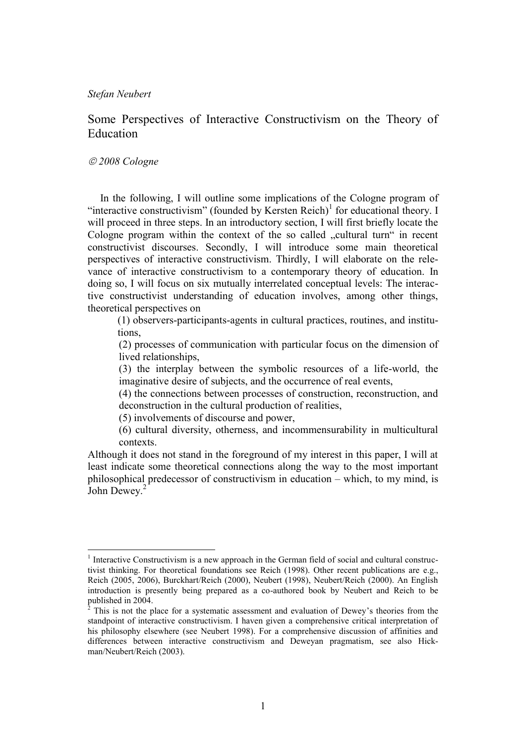*Stefan Neubert*

# Some Perspectives of Interactive Constructivism on the Theory of Education

*© 2008 Cologne*

In the following, I will outline some implications of the Cologne program of "interactive constructivism" (founded by Kersten Reich)[1] for educational theory. I will proceed in three steps. In an introductory section, I will first briefly locate the Cologne program within the context of the so called „cultural turn" in recent constructivist discourses. Secondly, I will introduce some main theoretical perspectives of interactive constructivism. Thirdly, I will elaborate on the relevance of interactive constructivism to a contemporary theory of education. In doing so, I will focus on six mutually interrelated conceptual levels: The interactive constructivist understanding of education involves, among other things, theoretical perspectives on

(1) observers-participants-agents in cultural practices, routines, and institutions,

(2) processes of communication with particular focus on the dimension of lived relationships,

(3) the interplay between the symbolic resources of a life-world, the imaginative desire of subjects, and the occurrence of real events,

(4) the connections between processes of construction, reconstruction, and deconstruction in the cultural production of realities,

(5) involvements of discourse and power,

(6) cultural diversity, otherness, and incommensurability in multicultural contexts.

Although it does not stand in the foreground of my interest in this paper, I will at least indicate some theoretical connections along the way to the most important philosophical predecessor of constructivism in education – which, to my mind, is John Dewey.[2]

---

[1] Interactive Constructivism is a new approach in the German field of social and cultural constructivist thinking. For theoretical foundations see Reich (1998). Other recent publications are e.g., Reich (2005, 2006), Burckhart/Reich (2000), Neubert (1998), Neubert/Reich (2000). An English introduction is presently being prepared as a co-authored book by Neubert and Reich to be published in 2004.

[2] This is not the place for a systematic assessment and evaluation of Dewey's theories from the standpoint of interactive constructivism. I haven given a comprehensive critical interpretation of his philosophy elsewhere (see Neubert 1998). For a comprehensive discussion of affinities and differences between interactive constructivism and Deweyan pragmatism, see also Hickman/Neubert/Reich (2003).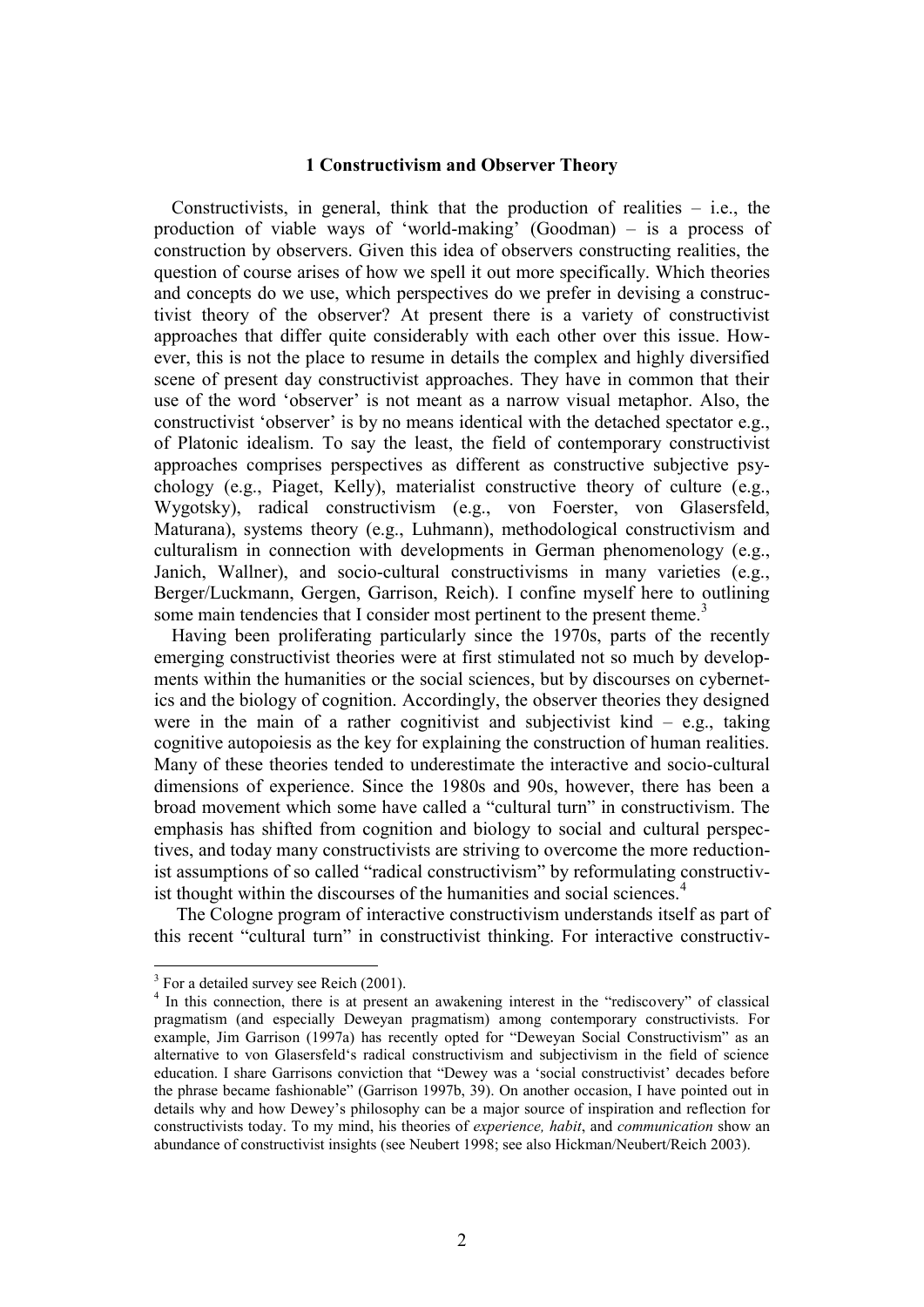## 1 Constructivism and Observer Theory

Constructivists, in general, think that the production of realities – i.e., the production of viable ways of 'world-making' (Goodman) – is a process of construction by observers. Given this idea of observers constructing realities, the question of course arises of how we spell it out more specifically. Which theories and concepts do we use, which perspectives do we prefer in devising a constructivist theory of the observer? At present there is a variety of constructivist approaches that differ quite considerably with each other over this issue. However, this is not the place to resume in details the complex and highly diversified scene of present day constructivist approaches. They have in common that their use of the word 'observer' is not meant as a narrow visual metaphor. Also, the constructivist 'observer' is by no means identical with the detached spectator e.g., of Platonic idealism. To say the least, the field of contemporary constructivist approaches comprises perspectives as different as constructive subjective psychology (e.g., Piaget, Kelly), materialist constructive theory of culture (e.g., Wygotsky), radical constructivism (e.g., von Foerster, von Glasersfeld, Maturana), systems theory (e.g., Luhmann), methodological constructivism and culturalism in connection with developments in German phenomenology (e.g., Janich, Wallner), and socio-cultural constructivisms in many varieties (e.g., Berger/Luckmann, Gergen, Garrison, Reich). I confine myself here to outlining some main tendencies that I consider most pertinent to the present theme.[3]

Having been proliferating particularly since the 1970s, parts of the recently emerging constructivist theories were at first stimulated not so much by developments within the humanities or the social sciences, but by discourses on cybernetics and the biology of cognition. Accordingly, the observer theories they designed were in the main of a rather cognitivist and subjectivist kind – e.g., taking cognitive autopoiesis as the key for explaining the construction of human realities. Many of these theories tended to underestimate the interactive and socio-cultural dimensions of experience. Since the 1980s and 90s, however, there has been a broad movement which some have called a "cultural turn" in constructivism. The emphasis has shifted from cognition and biology to social and cultural perspectives, and today many constructivists are striving to overcome the more reductionist assumptions of so called "radical constructivism" by reformulating constructivist thought within the discourses of the humanities and social sciences.[4]

The Cologne program of interactive constructivism understands itself as part of this recent "cultural turn" in constructivist thinking. For interactive constructiv-

---

[3] For a detailed survey see Reich (2001).

[4] In this connection, there is at present an awakening interest in the "rediscovery" of classical pragmatism (and especially Deweyan pragmatism) among contemporary constructivists. For example, Jim Garrison (1997a) has recently opted for "Deweyan Social Constructivism" as an alternative to von Glasersfeld's radical constructivism and subjectivism in the field of science education. I share Garrisons conviction that "Dewey was a 'social constructivist' decades before the phrase became fashionable" (Garrison 1997b, 39). On another occasion, I have pointed out in details why and how Dewey's philosophy can be a major source of inspiration and reflection for constructivists today. To my mind, his theories of *experience, habit*, and *communication* show an abundance of constructivist insights (see Neubert 1998; see also Hickman/Neubert/Reich 2003).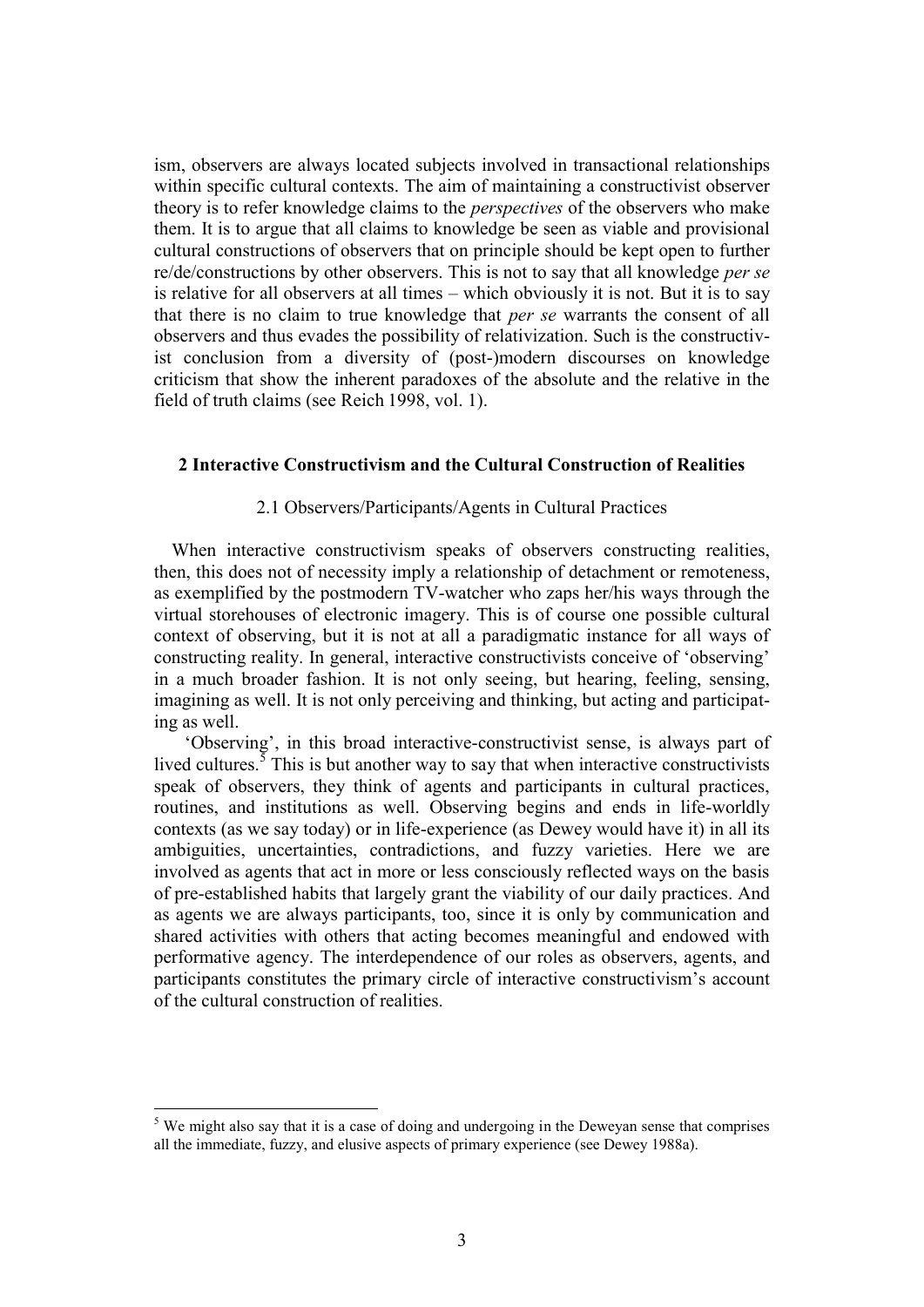ism, observers are always located subjects involved in transactional relationships within specific cultural contexts. The aim of maintaining a constructivist observer theory is to refer knowledge claims to the *perspectives* of the observers who make them. It is to argue that all claims to knowledge be seen as viable and provisional cultural constructions of observers that on principle should be kept open to further re/de/constructions by other observers. This is not to say that all knowledge *per se* is relative for all observers at all times – which obviously it is not. But it is to say that there is no claim to true knowledge that *per se* warrants the consent of all observers and thus evades the possibility of relativization. Such is the constructivist conclusion from a diversity of (post-)modern discourses on knowledge criticism that show the inherent paradoxes of the absolute and the relative in the field of truth claims (see Reich 1998, vol. 1).

## 2 Interactive Constructivism and the Cultural Construction of Realities

### 2.1 Observers/Participants/Agents in Cultural Practices

When interactive constructivism speaks of observers constructing realities, then, this does not of necessity imply a relationship of detachment or remoteness, as exemplified by the postmodern TV-watcher who zaps her/his ways through the virtual storehouses of electronic imagery. This is of course one possible cultural context of observing, but it is not at all a paradigmatic instance for all ways of constructing reality. In general, interactive constructivists conceive of 'observing' in a much broader fashion. It is not only seeing, but hearing, feeling, sensing, imagining as well. It is not only perceiving and thinking, but acting and participating as well.

'Observing', in this broad interactive-constructivist sense, is always part of lived cultures.[5] This is but another way to say that when interactive constructivists speak of observers, they think of agents and participants in cultural practices, routines, and institutions as well. Observing begins and ends in life-worldly contexts (as we say today) or in life-experience (as Dewey would have it) in all its ambiguities, uncertainties, contradictions, and fuzzy varieties. Here we are involved as agents that act in more or less consciously reflected ways on the basis of pre-established habits that largely grant the viability of our daily practices. And as agents we are always participants, too, since it is only by communication and shared activities with others that acting becomes meaningful and endowed with performative agency. The interdependence of our roles as observers, agents, and participants constitutes the primary circle of interactive constructivism's account of the cultural construction of realities.

[5] We might also say that it is a case of doing and undergoing in the Deweyan sense that comprises all the immediate, fuzzy, and elusive aspects of primary experience (see Dewey 1988a).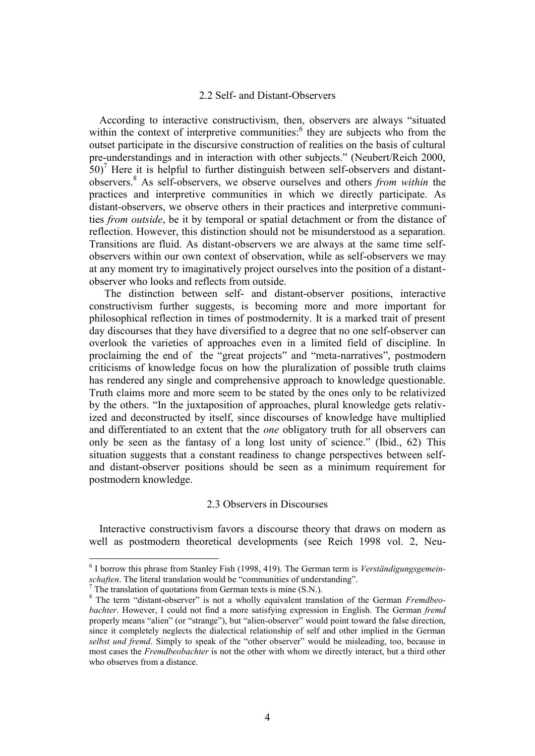## 2.2 Self- and Distant-Observers

According to interactive constructivism, then, observers are always "situated within the context of interpretive communities:[6] they are subjects who from the outset participate in the discursive construction of realities on the basis of cultural pre-understandings and in interaction with other subjects." (Neubert/Reich 2000, 50)[7] Here it is helpful to further distinguish between self-observers and distant-observers.[8] As self-observers, we observe ourselves and others *from within* the practices and interpretive communities in which we directly participate. As distant-observers, we observe others in their practices and interpretive communities *from outside*, be it by temporal or spatial detachment or from the distance of reflection. However, this distinction should not be misunderstood as a separation. Transitions are fluid. As distant-observers we are always at the same time self-observers within our own context of observation, while as self-observers we may at any moment try to imaginatively project ourselves into the position of a distant-observer who looks and reflects from outside.

The distinction between self- and distant-observer positions, interactive constructivism further suggests, is becoming more and more important for philosophical reflection in times of postmodernity. It is a marked trait of present day discourses that they have diversified to a degree that no one self-observer can overlook the varieties of approaches even in a limited field of discipline. In proclaiming the end of the "great projects" and "meta-narratives", postmodern criticisms of knowledge focus on how the pluralization of possible truth claims has rendered any single and comprehensive approach to knowledge questionable. Truth claims more and more seem to be stated by the ones only to be relativized by the others. "In the juxtaposition of approaches, plural knowledge gets relativized and deconstructed by itself, since discourses of knowledge have multiplied and differentiated to an extent that the *one* obligatory truth for all observers can only be seen as the fantasy of a long lost unity of science." (Ibid., 62) This situation suggests that a constant readiness to change perspectives between self- and distant-observer positions should be seen as a minimum requirement for postmodern knowledge.

## 2.3 Observers in Discourses

Interactive constructivism favors a discourse theory that draws on modern as well as postmodern theoretical developments (see Reich 1998 vol. 2, Neu-

---

[6] I borrow this phrase from Stanley Fish (1998, 419). The German term is *Verständigungsgemeinschaften*. The literal translation would be "communities of understanding".

[7] The translation of quotations from German texts is mine (S.N.).

[8] The term "distant-observer" is not a wholly equivalent translation of the German *Fremdbeobachter*. However, I could not find a more satisfying expression in English. The German *fremd* properly means "alien" (or "strange"), but "alien-observer" would point toward the false direction, since it completely neglects the dialectical relationship of self and other implied in the German *selbst und fremd*. Simply to speak of the "other observer" would be misleading, too, because in most cases the *Fremdbeobachter* is not the other with whom we directly interact, but a third other who observes from a distance.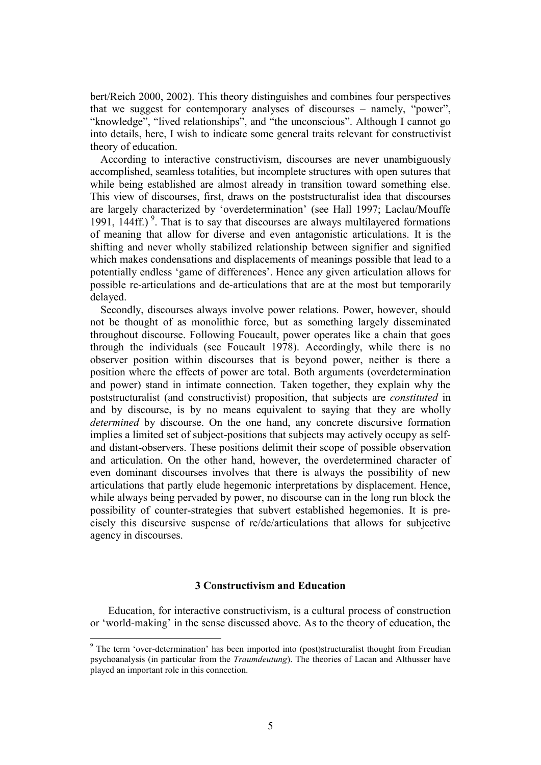bert/Reich 2000, 2002). This theory distinguishes and combines four perspectives that we suggest for contemporary analyses of discourses – namely, "power", "knowledge", "lived relationships", and "the unconscious". Although I cannot go into details, here, I wish to indicate some general traits relevant for constructivist theory of education.

According to interactive constructivism, discourses are never unambiguously accomplished, seamless totalities, but incomplete structures with open sutures that while being established are almost already in transition toward something else. This view of discourses, first, draws on the poststructuralist idea that discourses are largely characterized by 'overdetermination' (see Hall 1997; Laclau/Mouffe 1991, 144ff.) [9]. That is to say that discourses are always multilayered formations of meaning that allow for diverse and even antagonistic articulations. It is the shifting and never wholly stabilized relationship between signifier and signified which makes condensations and displacements of meanings possible that lead to a potentially endless 'game of differences'. Hence any given articulation allows for possible re-articulations and de-articulations that are at the most but temporarily delayed.

Secondly, discourses always involve power relations. Power, however, should not be thought of as monolithic force, but as something largely disseminated throughout discourse. Following Foucault, power operates like a chain that goes through the individuals (see Foucault 1978). Accordingly, while there is no observer position within discourses that is beyond power, neither is there a position where the effects of power are total. Both arguments (overdetermination and power) stand in intimate connection. Taken together, they explain why the poststructuralist (and constructivist) proposition, that subjects are *constituted* in and by discourse, is by no means equivalent to saying that they are wholly *determined* by discourse. On the one hand, any concrete discursive formation implies a limited set of subject-positions that subjects may actively occupy as self- and distant-observers. These positions delimit their scope of possible observation and articulation. On the other hand, however, the overdetermined character of even dominant discourses involves that there is always the possibility of new articulations that partly elude hegemonic interpretations by displacement. Hence, while always being pervaded by power, no discourse can in the long run block the possibility of counter-strategies that subvert established hegemonies. It is precisely this discursive suspense of re/de/articulations that allows for subjective agency in discourses.

## 3 Constructivism and Education

Education, for interactive constructivism, is a cultural process of construction or 'world-making' in the sense discussed above. As to the theory of education, the

---

[9] The term 'over-determination' has been imported into (post)structuralist thought from Freudian psychoanalysis (in particular from the *Traumdeutung*). The theories of Lacan and Althusser have played an important role in this connection.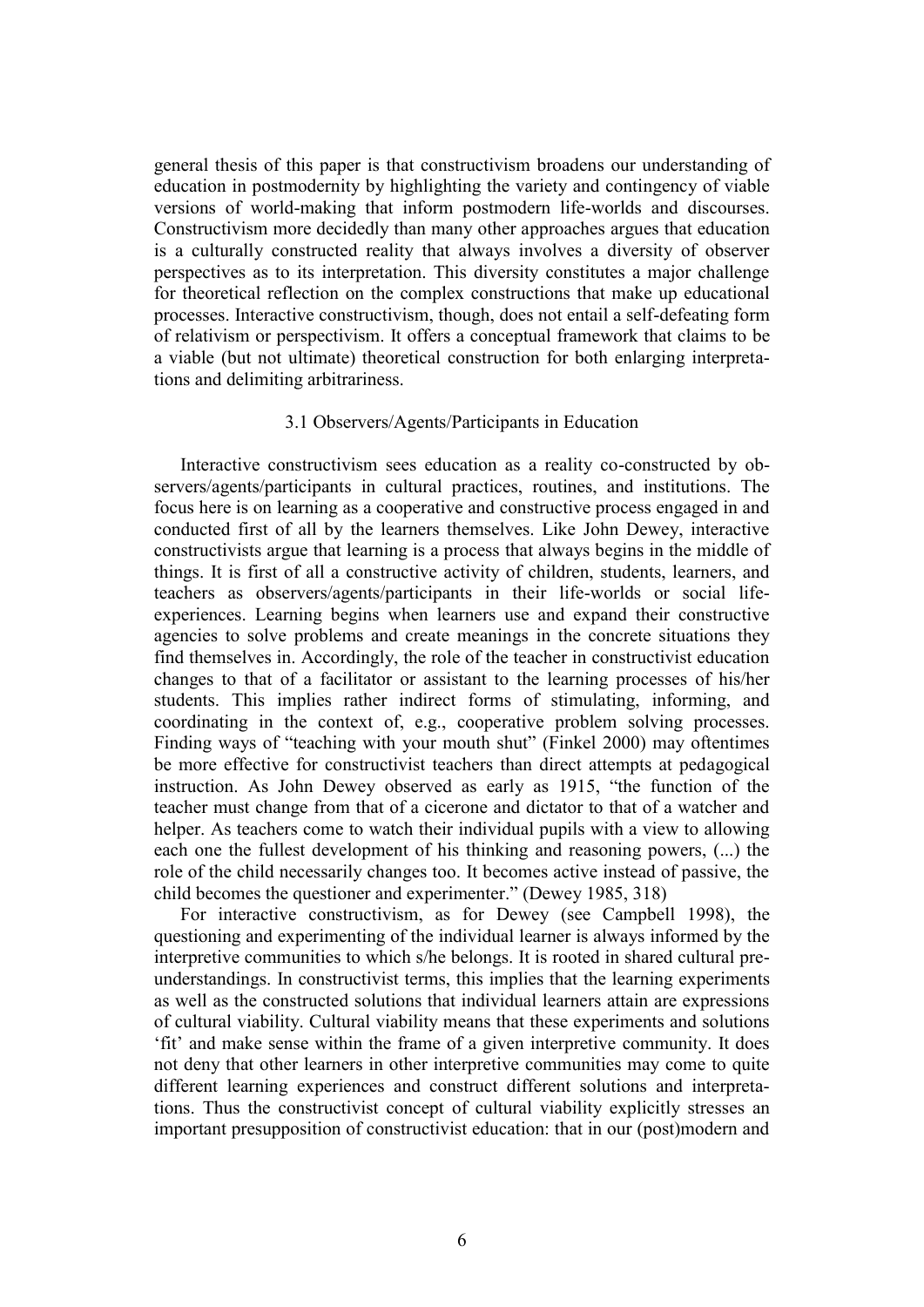general thesis of this paper is that constructivism broadens our understanding of education in postmodernity by highlighting the variety and contingency of viable versions of world-making that inform postmodern life-worlds and discourses. Constructivism more decidedly than many other approaches argues that education is a culturally constructed reality that always involves a diversity of observer perspectives as to its interpretation. This diversity constitutes a major challenge for theoretical reflection on the complex constructions that make up educational processes. Interactive constructivism, though, does not entail a self-defeating form of relativism or perspectivism. It offers a conceptual framework that claims to be a viable (but not ultimate) theoretical construction for both enlarging interpretations and delimiting arbitrariness.

### 3.1 Observers/Agents/Participants in Education

Interactive constructivism sees education as a reality co-constructed by observers/agents/participants in cultural practices, routines, and institutions. The focus here is on learning as a cooperative and constructive process engaged in and conducted first of all by the learners themselves. Like John Dewey, interactive constructivists argue that learning is a process that always begins in the middle of things. It is first of all a constructive activity of children, students, learners, and teachers as observers/agents/participants in their life-worlds or social life-experiences. Learning begins when learners use and expand their constructive agencies to solve problems and create meanings in the concrete situations they find themselves in. Accordingly, the role of the teacher in constructivist education changes to that of a facilitator or assistant to the learning processes of his/her students. This implies rather indirect forms of stimulating, informing, and coordinating in the context of, e.g., cooperative problem solving processes. Finding ways of "teaching with your mouth shut" (Finkel 2000) may oftentimes be more effective for constructivist teachers than direct attempts at pedagogical instruction. As John Dewey observed as early as 1915, "the function of the teacher must change from that of a cicerone and dictator to that of a watcher and helper. As teachers come to watch their individual pupils with a view to allowing each one the fullest development of his thinking and reasoning powers, (...) the role of the child necessarily changes too. It becomes active instead of passive, the child becomes the questioner and experimenter." (Dewey 1985, 318)

For interactive constructivism, as for Dewey (see Campbell 1998), the questioning and experimenting of the individual learner is always informed by the interpretive communities to which s/he belongs. It is rooted in shared cultural pre-understandings. In constructivist terms, this implies that the learning experiments as well as the constructed solutions that individual learners attain are expressions of cultural viability. Cultural viability means that these experiments and solutions 'fit' and make sense within the frame of a given interpretive community. It does not deny that other learners in other interpretive communities may come to quite different learning experiences and construct different solutions and interpretations. Thus the constructivist concept of cultural viability explicitly stresses an important presupposition of constructivist education: that in our (post)modern and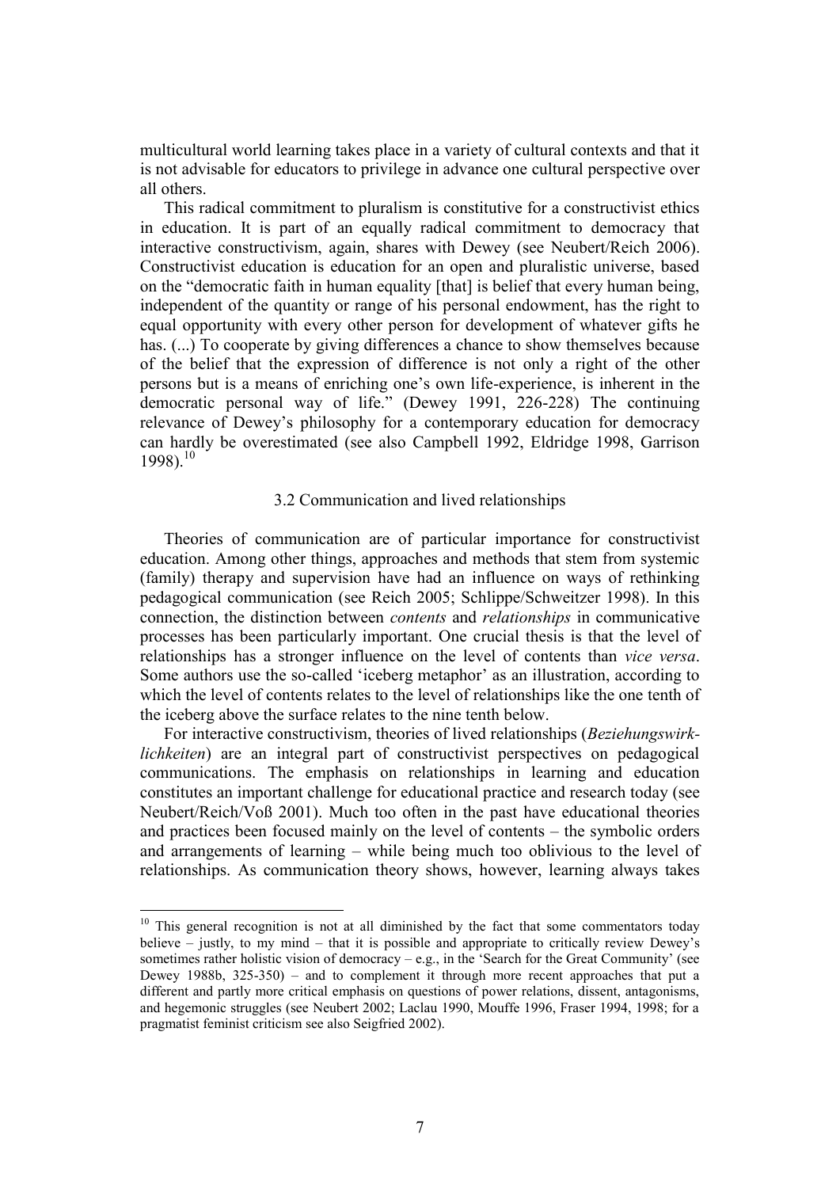multicultural world learning takes place in a variety of cultural contexts and that it is not advisable for educators to privilege in advance one cultural perspective over all others.

This radical commitment to pluralism is constitutive for a constructivist ethics in education. It is part of an equally radical commitment to democracy that interactive constructivism, again, shares with Dewey (see Neubert/Reich 2006). Constructivist education is education for an open and pluralistic universe, based on the "democratic faith in human equality [that] is belief that every human being, independent of the quantity or range of his personal endowment, has the right to equal opportunity with every other person for development of whatever gifts he has. (...) To cooperate by giving differences a chance to show themselves because of the belief that the expression of difference is not only a right of the other persons but is a means of enriching one's own life-experience, is inherent in the democratic personal way of life." (Dewey 1991, 226-228) The continuing relevance of Dewey's philosophy for a contemporary education for democracy can hardly be overestimated (see also Campbell 1992, Eldridge 1998, Garrison 1998).[10]

### 3.2 Communication and lived relationships

Theories of communication are of particular importance for constructivist education. Among other things, approaches and methods that stem from systemic (family) therapy and supervision have had an influence on ways of rethinking pedagogical communication (see Reich 2005; Schlippe/Schweitzer 1998). In this connection, the distinction between *contents* and *relationships* in communicative processes has been particularly important. One crucial thesis is that the level of relationships has a stronger influence on the level of contents than *vice versa*. Some authors use the so-called 'iceberg metaphor' as an illustration, according to which the level of contents relates to the level of relationships like the one tenth of the iceberg above the surface relates to the nine tenth below.

For interactive constructivism, theories of lived relationships (*Beziehungswirklichkeiten*) are an integral part of constructivist perspectives on pedagogical communications. The emphasis on relationships in learning and education constitutes an important challenge for educational practice and research today (see Neubert/Reich/Voß 2001). Much too often in the past have educational theories and practices been focused mainly on the level of contents – the symbolic orders and arrangements of learning – while being much too oblivious to the level of relationships. As communication theory shows, however, learning always takes

---

[10] This general recognition is not at all diminished by the fact that some commentators today believe – justly, to my mind – that it is possible and appropriate to critically review Dewey's sometimes rather holistic vision of democracy – e.g., in the 'Search for the Great Community' (see Dewey 1988b, 325-350) – and to complement it through more recent approaches that put a different and partly more critical emphasis on questions of power relations, dissent, antagonisms, and hegemonic struggles (see Neubert 2002; Laclau 1990, Mouffe 1996, Fraser 1994, 1998; for a pragmatist feminist criticism see also Seigfried 2002).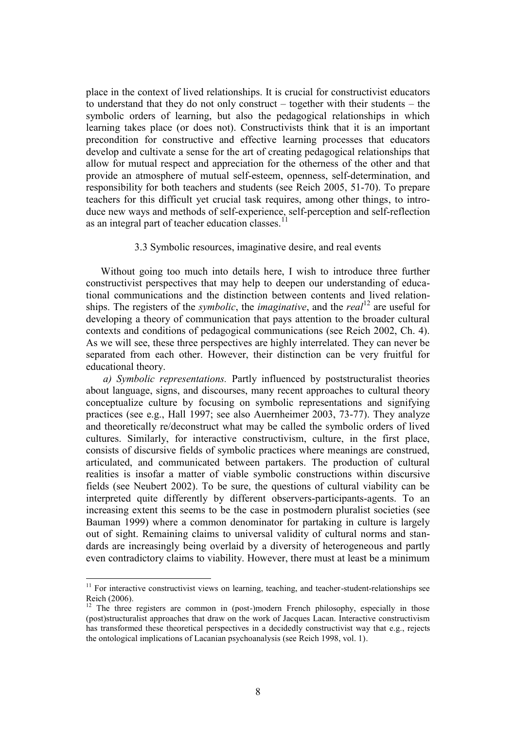place in the context of lived relationships. It is crucial for constructivist educators to understand that they do not only construct – together with their students – the symbolic orders of learning, but also the pedagogical relationships in which learning takes place (or does not). Constructivists think that it is an important precondition for constructive and effective learning processes that educators develop and cultivate a sense for the art of creating pedagogical relationships that allow for mutual respect and appreciation for the otherness of the other and that provide an atmosphere of mutual self-esteem, openness, self-determination, and responsibility for both teachers and students (see Reich 2005, 51-70). To prepare teachers for this difficult yet crucial task requires, among other things, to introduce new ways and methods of self-experience, self-perception and self-reflection as an integral part of teacher education classes.[11]

### 3.3 Symbolic resources, imaginative desire, and real events

Without going too much into details here, I wish to introduce three further constructivist perspectives that may help to deepen our understanding of educational communications and the distinction between contents and lived relationships. The registers of the *symbolic*, the *imaginative*, and the *real*[12] are useful for developing a theory of communication that pays attention to the broader cultural contexts and conditions of pedagogical communications (see Reich 2002, Ch. 4). As we will see, these three perspectives are highly interrelated. They can never be separated from each other. However, their distinction can be very fruitful for educational theory.

*a) Symbolic representations.* Partly influenced by poststructuralist theories about language, signs, and discourses, many recent approaches to cultural theory conceptualize culture by focusing on symbolic representations and signifying practices (see e.g., Hall 1997; see also Auernheimer 2003, 73-77). They analyze and theoretically re/deconstruct what may be called the symbolic orders of lived cultures. Similarly, for interactive constructivism, culture, in the first place, consists of discursive fields of symbolic practices where meanings are construed, articulated, and communicated between partakers. The production of cultural realities is insofar a matter of viable symbolic constructions within discursive fields (see Neubert 2002). To be sure, the questions of cultural viability can be interpreted quite differently by different observers-participants-agents. To an increasing extent this seems to be the case in postmodern pluralist societies (see Bauman 1999) where a common denominator for partaking in culture is largely out of sight. Remaining claims to universal validity of cultural norms and standards are increasingly being overlaid by a diversity of heterogeneous and partly even contradictory claims to viability. However, there must at least be a minimum

---

[11] For interactive constructivist views on learning, teaching, and teacher-student-relationships see Reich (2006).

[12] The three registers are common in (post-)modern French philosophy, especially in those (post)structuralist approaches that draw on the work of Jacques Lacan. Interactive constructivism has transformed these theoretical perspectives in a decidedly constructivist way that e.g., rejects the ontological implications of Lacanian psychoanalysis (see Reich 1998, vol. 1).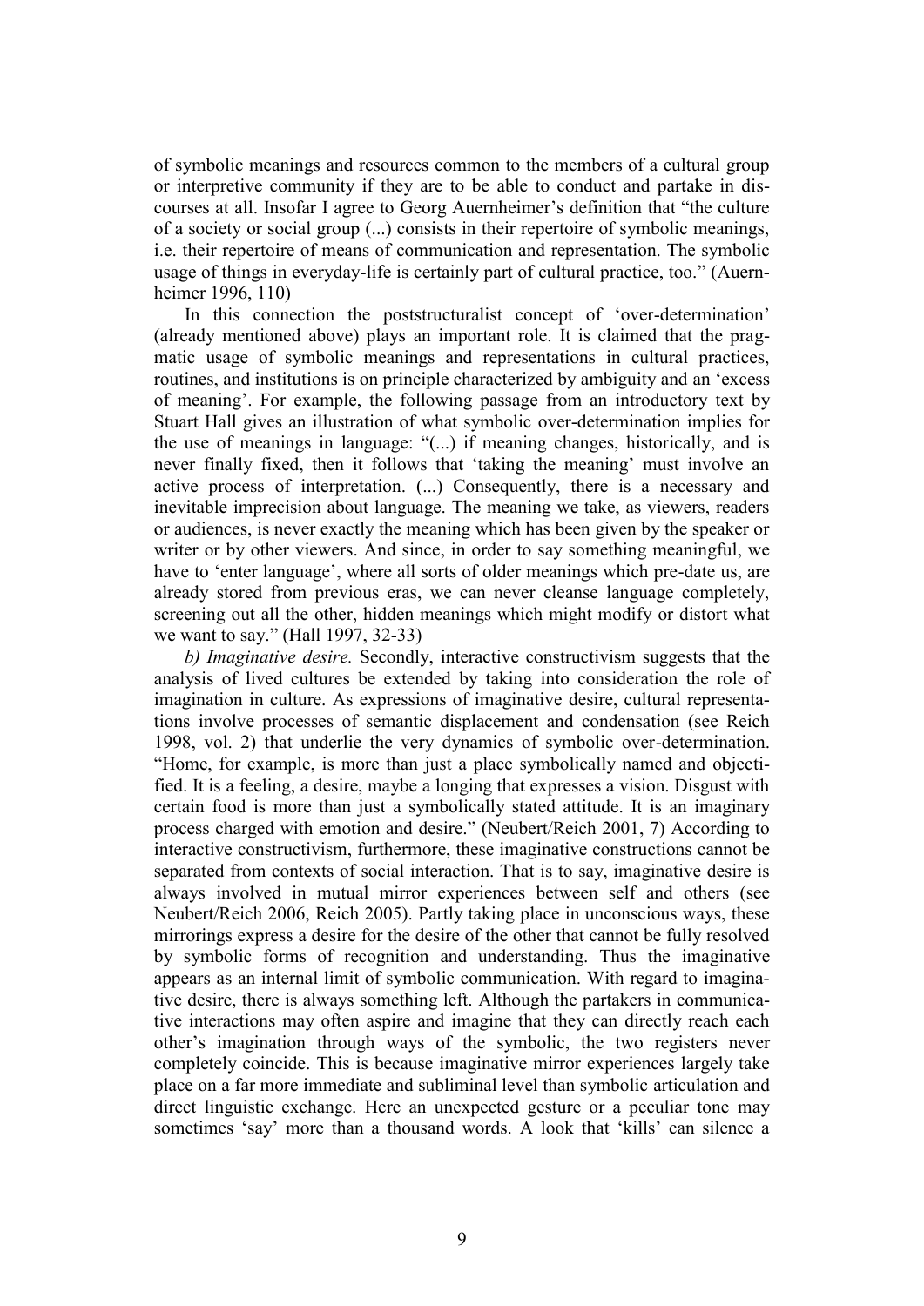of symbolic meanings and resources common to the members of a cultural group or interpretive community if they are to be able to conduct and partake in discourses at all. Insofar I agree to Georg Auernheimer's definition that "the culture of a society or social group (...) consists in their repertoire of symbolic meanings, i.e. their repertoire of means of communication and representation. The symbolic usage of things in everyday-life is certainly part of cultural practice, too." (Auernheimer 1996, 110)

In this connection the poststructuralist concept of 'over-determination' (already mentioned above) plays an important role. It is claimed that the pragmatic usage of symbolic meanings and representations in cultural practices, routines, and institutions is on principle characterized by ambiguity and an 'excess of meaning'. For example, the following passage from an introductory text by Stuart Hall gives an illustration of what symbolic over-determination implies for the use of meanings in language: "(...) if meaning changes, historically, and is never finally fixed, then it follows that 'taking the meaning' must involve an active process of interpretation. (...) Consequently, there is a necessary and inevitable imprecision about language. The meaning we take, as viewers, readers or audiences, is never exactly the meaning which has been given by the speaker or writer or by other viewers. And since, in order to say something meaningful, we have to 'enter language', where all sorts of older meanings which pre-date us, are already stored from previous eras, we can never cleanse language completely, screening out all the other, hidden meanings which might modify or distort what we want to say." (Hall 1997, 32-33)

*b) Imaginative desire.* Secondly, interactive constructivism suggests that the analysis of lived cultures be extended by taking into consideration the role of imagination in culture. As expressions of imaginative desire, cultural representations involve processes of semantic displacement and condensation (see Reich 1998, vol. 2) that underlie the very dynamics of symbolic over-determination. "Home, for example, is more than just a place symbolically named and objectified. It is a feeling, a desire, maybe a longing that expresses a vision. Disgust with certain food is more than just a symbolically stated attitude. It is an imaginary process charged with emotion and desire." (Neubert/Reich 2001, 7) According to interactive constructivism, furthermore, these imaginative constructions cannot be separated from contexts of social interaction. That is to say, imaginative desire is always involved in mutual mirror experiences between self and others (see Neubert/Reich 2006, Reich 2005). Partly taking place in unconscious ways, these mirrorings express a desire for the desire of the other that cannot be fully resolved by symbolic forms of recognition and understanding. Thus the imaginative appears as an internal limit of symbolic communication. With regard to imaginative desire, there is always something left. Although the partakers in communicative interactions may often aspire and imagine that they can directly reach each other's imagination through ways of the symbolic, the two registers never completely coincide. This is because imaginative mirror experiences largely take place on a far more immediate and subliminal level than symbolic articulation and direct linguistic exchange. Here an unexpected gesture or a peculiar tone may sometimes 'say' more than a thousand words. A look that 'kills' can silence a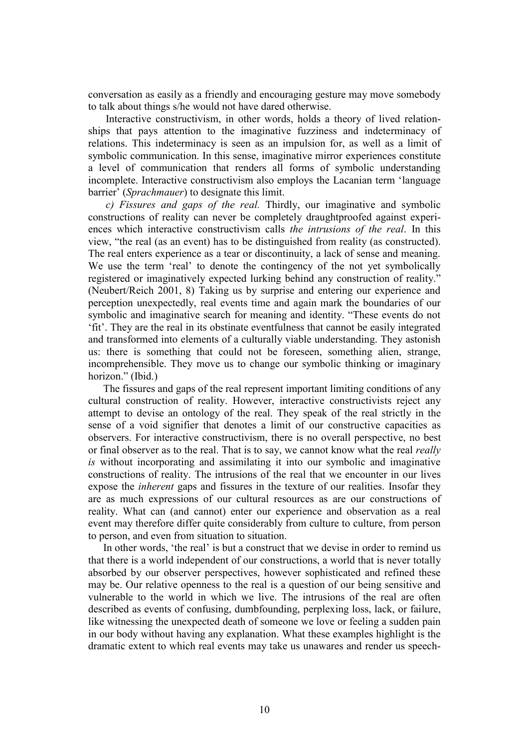conversation as easily as a friendly and encouraging gesture may move somebody to talk about things s/he would not have dared otherwise.

Interactive constructivism, in other words, holds a theory of lived relationships that pays attention to the imaginative fuzziness and indeterminacy of relations. This indeterminacy is seen as an impulsion for, as well as a limit of symbolic communication. In this sense, imaginative mirror experiences constitute a level of communication that renders all forms of symbolic understanding incomplete. Interactive constructivism also employs the Lacanian term 'language barrier' (*Sprachmauer*) to designate this limit.

*c) Fissures and gaps of the real.* Thirdly, our imaginative and symbolic constructions of reality can never be completely draughtproofed against experiences which interactive constructivism calls *the intrusions of the real*. In this view, "the real (as an event) has to be distinguished from reality (as constructed). The real enters experience as a tear or discontinuity, a lack of sense and meaning. We use the term 'real' to denote the contingency of the not yet symbolically registered or imaginatively expected lurking behind any construction of reality." (Neubert/Reich 2001, 8) Taking us by surprise and entering our experience and perception unexpectedly, real events time and again mark the boundaries of our symbolic and imaginative search for meaning and identity. "These events do not 'fit'. They are the real in its obstinate eventfulness that cannot be easily integrated and transformed into elements of a culturally viable understanding. They astonish us: there is something that could not be foreseen, something alien, strange, incomprehensible. They move us to change our symbolic thinking or imaginary horizon." (Ibid.)

The fissures and gaps of the real represent important limiting conditions of any cultural construction of reality. However, interactive constructivists reject any attempt to devise an ontology of the real. They speak of the real strictly in the sense of a void signifier that denotes a limit of our constructive capacities as observers. For interactive constructivism, there is no overall perspective, no best or final observer as to the real. That is to say, we cannot know what the real *really is* without incorporating and assimilating it into our symbolic and imaginative constructions of reality. The intrusions of the real that we encounter in our lives expose the *inherent* gaps and fissures in the texture of our realities. Insofar they are as much expressions of our cultural resources as are our constructions of reality. What can (and cannot) enter our experience and observation as a real event may therefore differ quite considerably from culture to culture, from person to person, and even from situation to situation.

In other words, 'the real' is but a construct that we devise in order to remind us that there is a world independent of our constructions, a world that is never totally absorbed by our observer perspectives, however sophisticated and refined these may be. Our relative openness to the real is a question of our being sensitive and vulnerable to the world in which we live. The intrusions of the real are often described as events of confusing, dumbfounding, perplexing loss, lack, or failure, like witnessing the unexpected death of someone we love or feeling a sudden pain in our body without having any explanation. What these examples highlight is the dramatic extent to which real events may take us unawares and render us speech-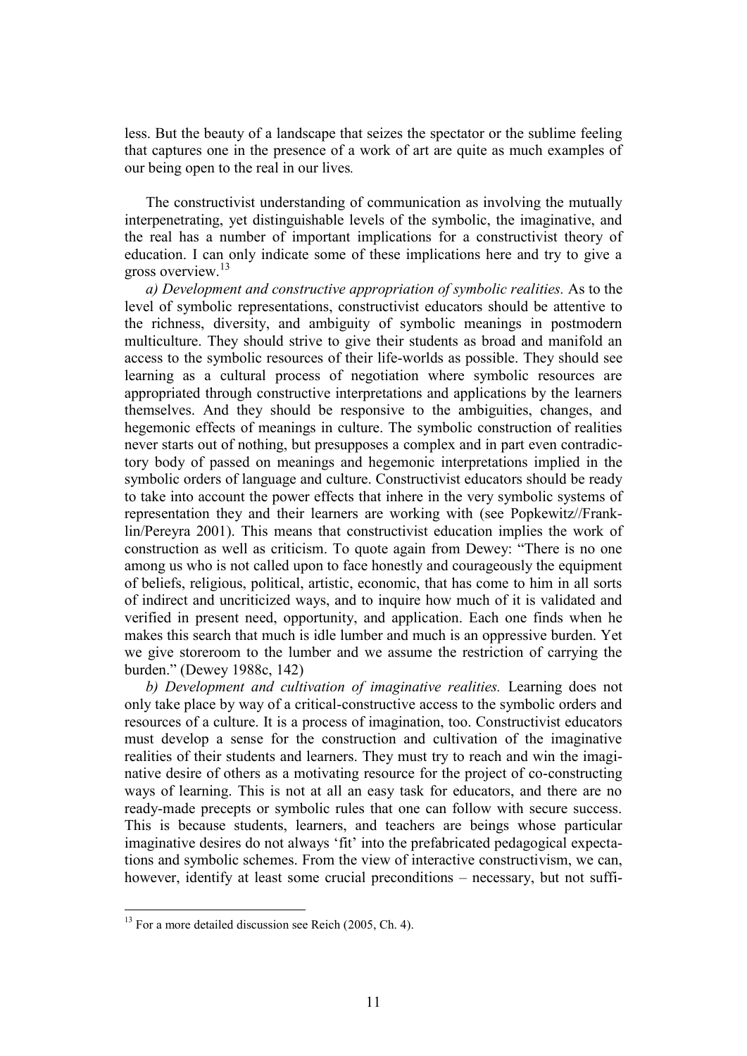less. But the beauty of a landscape that seizes the spectator or the sublime feeling that captures one in the presence of a work of art are quite as much examples of our being open to the real in our lives*.*

The constructivist understanding of communication as involving the mutually interpenetrating, yet distinguishable levels of the symbolic, the imaginative, and the real has a number of important implications for a constructivist theory of education. I can only indicate some of these implications here and try to give a gross overview.[13]

*a) Development and constructive appropriation of symbolic realities.* As to the level of symbolic representations, constructivist educators should be attentive to the richness, diversity, and ambiguity of symbolic meanings in postmodern multiculture. They should strive to give their students as broad and manifold an access to the symbolic resources of their life-worlds as possible. They should see learning as a cultural process of negotiation where symbolic resources are appropriated through constructive interpretations and applications by the learners themselves. And they should be responsive to the ambiguities, changes, and hegemonic effects of meanings in culture. The symbolic construction of realities never starts out of nothing, but presupposes a complex and in part even contradictory body of passed on meanings and hegemonic interpretations implied in the symbolic orders of language and culture. Constructivist educators should be ready to take into account the power effects that inhere in the very symbolic systems of representation they and their learners are working with (see Popkewitz//Franklin/Pereyra 2001). This means that constructivist education implies the work of construction as well as criticism. To quote again from Dewey: "There is no one among us who is not called upon to face honestly and courageously the equipment of beliefs, religious, political, artistic, economic, that has come to him in all sorts of indirect and uncriticized ways, and to inquire how much of it is validated and verified in present need, opportunity, and application. Each one finds when he makes this search that much is idle lumber and much is an oppressive burden. Yet we give storeroom to the lumber and we assume the restriction of carrying the burden." (Dewey 1988c, 142)

*b) Development and cultivation of imaginative realities.* Learning does not only take place by way of a critical-constructive access to the symbolic orders and resources of a culture. It is a process of imagination, too. Constructivist educators must develop a sense for the construction and cultivation of the imaginative realities of their students and learners. They must try to reach and win the imaginative desire of others as a motivating resource for the project of co-constructing ways of learning. This is not at all an easy task for educators, and there are no ready-made precepts or symbolic rules that one can follow with secure success. This is because students, learners, and teachers are beings whose particular imaginative desires do not always 'fit' into the prefabricated pedagogical expectations and symbolic schemes. From the view of interactive constructivism, we can, however, identify at least some crucial preconditions – necessary, but not suffi-

[13] For a more detailed discussion see Reich (2005, Ch. 4).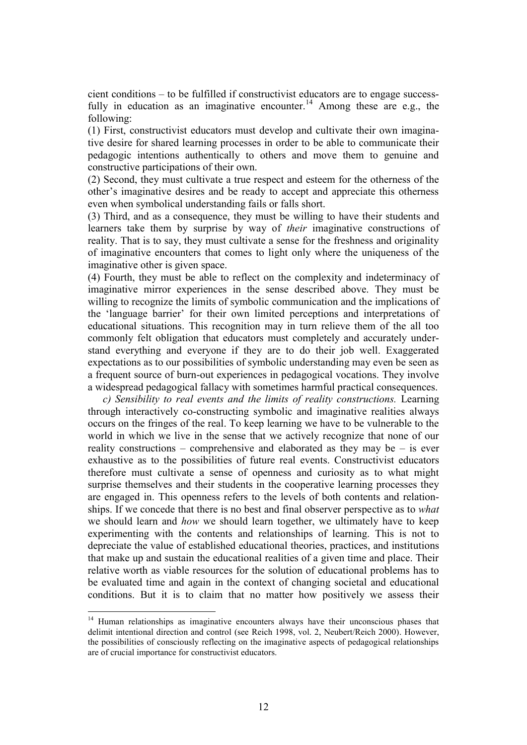cient conditions – to be fulfilled if constructivist educators are to engage successfully in education as an imaginative encounter.[14] Among these are e.g., the following:

(1) First, constructivist educators must develop and cultivate their own imaginative desire for shared learning processes in order to be able to communicate their pedagogic intentions authentically to others and move them to genuine and constructive participations of their own.

(2) Second, they must cultivate a true respect and esteem for the otherness of the other's imaginative desires and be ready to accept and appreciate this otherness even when symbolical understanding fails or falls short.

(3) Third, and as a consequence, they must be willing to have their students and learners take them by surprise by way of *their* imaginative constructions of reality. That is to say, they must cultivate a sense for the freshness and originality of imaginative encounters that comes to light only where the uniqueness of the imaginative other is given space.

(4) Fourth, they must be able to reflect on the complexity and indeterminacy of imaginative mirror experiences in the sense described above. They must be willing to recognize the limits of symbolic communication and the implications of the 'language barrier' for their own limited perceptions and interpretations of educational situations. This recognition may in turn relieve them of the all too commonly felt obligation that educators must completely and accurately understand everything and everyone if they are to do their job well. Exaggerated expectations as to our possibilities of symbolic understanding may even be seen as a frequent source of burn-out experiences in pedagogical vocations. They involve a widespread pedagogical fallacy with sometimes harmful practical consequences.

*c) Sensibility to real events and the limits of reality constructions.* Learning through interactively co-constructing symbolic and imaginative realities always occurs on the fringes of the real. To keep learning we have to be vulnerable to the world in which we live in the sense that we actively recognize that none of our reality constructions – comprehensive and elaborated as they may be – is ever exhaustive as to the possibilities of future real events. Constructivist educators therefore must cultivate a sense of openness and curiosity as to what might surprise themselves and their students in the cooperative learning processes they are engaged in. This openness refers to the levels of both contents and relationships. If we concede that there is no best and final observer perspective as to *what* we should learn and *how* we should learn together, we ultimately have to keep experimenting with the contents and relationships of learning. This is not to depreciate the value of established educational theories, practices, and institutions that make up and sustain the educational realities of a given time and place. Their relative worth as viable resources for the solution of educational problems has to be evaluated time and again in the context of changing societal and educational conditions. But it is to claim that no matter how positively we assess their

---

[14] Human relationships as imaginative encounters always have their unconscious phases that delimit intentional direction and control (see Reich 1998, vol. 2, Neubert/Reich 2000). However, the possibilities of consciously reflecting on the imaginative aspects of pedagogical relationships are of crucial importance for constructivist educators.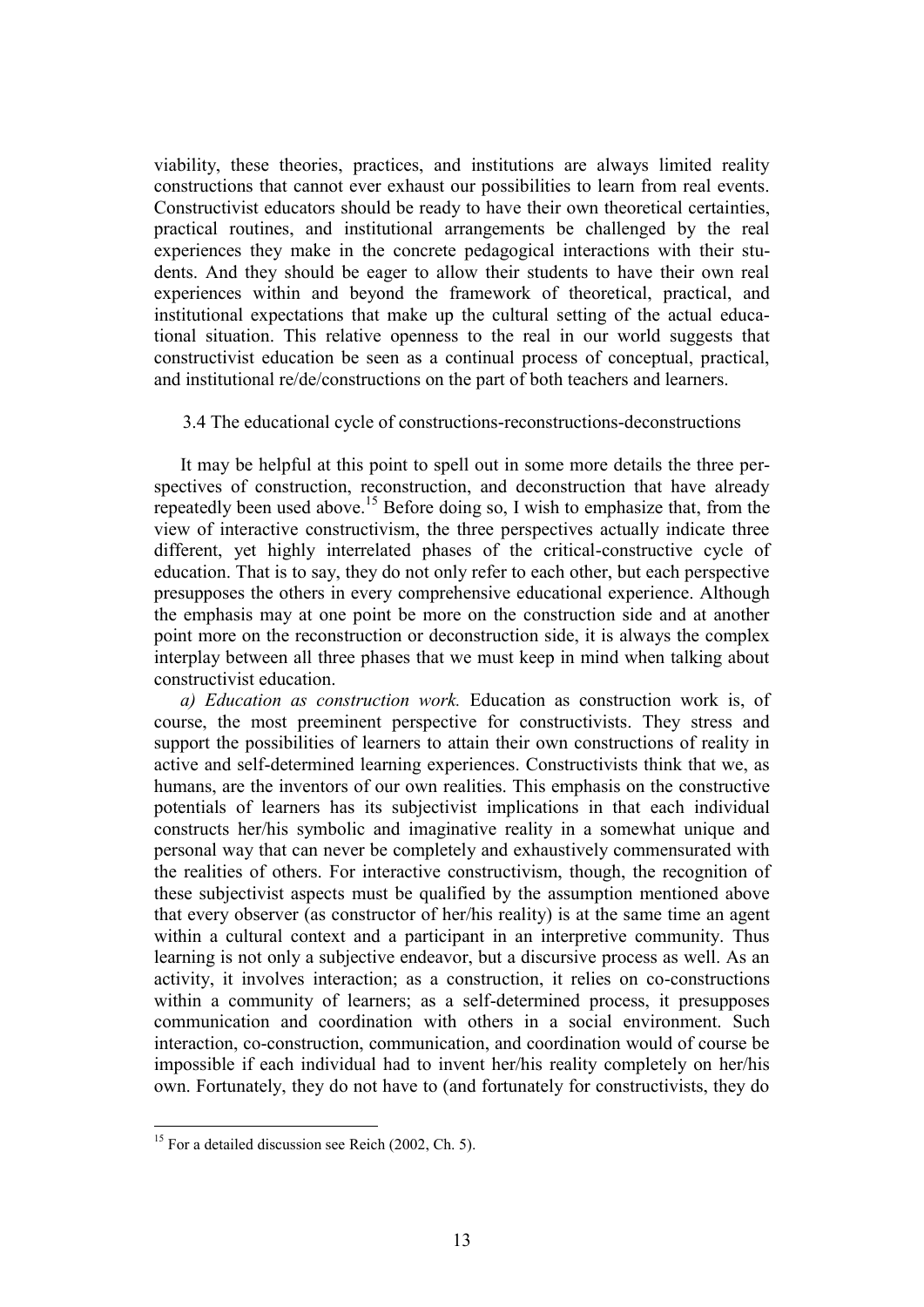viability, these theories, practices, and institutions are always limited reality constructions that cannot ever exhaust our possibilities to learn from real events. Constructivist educators should be ready to have their own theoretical certainties, practical routines, and institutional arrangements be challenged by the real experiences they make in the concrete pedagogical interactions with their students. And they should be eager to allow their students to have their own real experiences within and beyond the framework of theoretical, practical, and institutional expectations that make up the cultural setting of the actual educational situation. This relative openness to the real in our world suggests that constructivist education be seen as a continual process of conceptual, practical, and institutional re/de/constructions on the part of both teachers and learners.

### 3.4 The educational cycle of constructions-reconstructions-deconstructions

It may be helpful at this point to spell out in some more details the three perspectives of construction, reconstruction, and deconstruction that have already repeatedly been used above.[15] Before doing so, I wish to emphasize that, from the view of interactive constructivism, the three perspectives actually indicate three different, yet highly interrelated phases of the critical-constructive cycle of education. That is to say, they do not only refer to each other, but each perspective presupposes the others in every comprehensive educational experience. Although the emphasis may at one point be more on the construction side and at another point more on the reconstruction or deconstruction side, it is always the complex interplay between all three phases that we must keep in mind when talking about constructivist education.

*a) Education as construction work.* Education as construction work is, of course, the most preeminent perspective for constructivists. They stress and support the possibilities of learners to attain their own constructions of reality in active and self-determined learning experiences. Constructivists think that we, as humans, are the inventors of our own realities. This emphasis on the constructive potentials of learners has its subjectivist implications in that each individual constructs her/his symbolic and imaginative reality in a somewhat unique and personal way that can never be completely and exhaustively commensurated with the realities of others. For interactive constructivism, though, the recognition of these subjectivist aspects must be qualified by the assumption mentioned above that every observer (as constructor of her/his reality) is at the same time an agent within a cultural context and a participant in an interpretive community. Thus learning is not only a subjective endeavor, but a discursive process as well. As an activity, it involves interaction; as a construction, it relies on co-constructions within a community of learners; as a self-determined process, it presupposes communication and coordination with others in a social environment. Such interaction, co-construction, communication, and coordination would of course be impossible if each individual had to invent her/his reality completely on her/his own. Fortunately, they do not have to (and fortunately for constructivists, they do

---

[15] For a detailed discussion see Reich (2002, Ch. 5).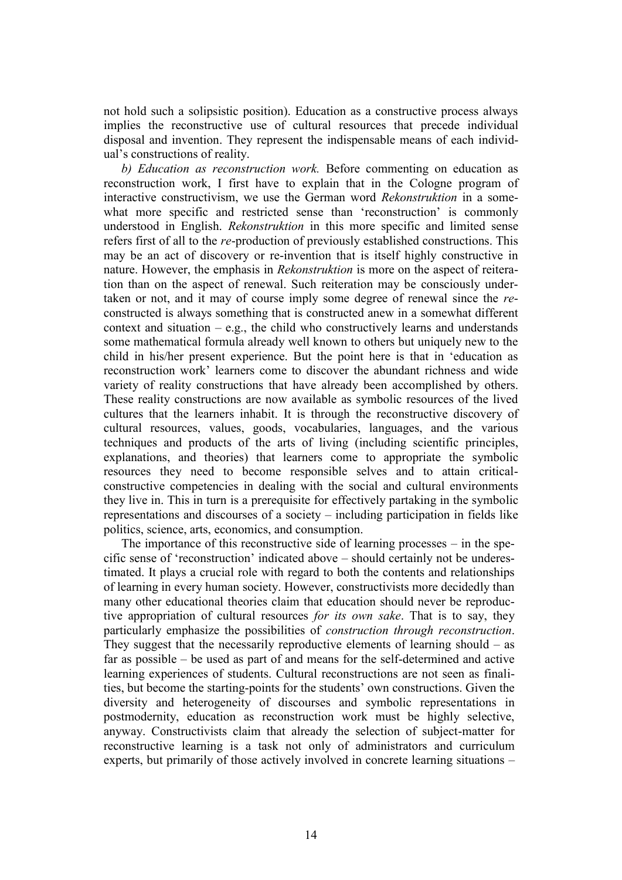not hold such a solipsistic position). Education as a constructive process always implies the reconstructive use of cultural resources that precede individual disposal and invention. They represent the indispensable means of each individual's constructions of reality.

*b) Education as reconstruction work.* Before commenting on education as reconstruction work, I first have to explain that in the Cologne program of interactive constructivism, we use the German word *Rekonstruktion* in a somewhat more specific and restricted sense than 'reconstruction' is commonly understood in English. *Rekonstruktion* in this more specific and limited sense refers first of all to the *re*-production of previously established constructions. This may be an act of discovery or re-invention that is itself highly constructive in nature. However, the emphasis in *Rekonstruktion* is more on the aspect of reiteration than on the aspect of renewal. Such reiteration may be consciously undertaken or not, and it may of course imply some degree of renewal since the *re*-constructed is always something that is constructed anew in a somewhat different context and situation – e.g., the child who constructively learns and understands some mathematical formula already well known to others but uniquely new to the child in his/her present experience. But the point here is that in 'education as reconstruction work' learners come to discover the abundant richness and wide variety of reality constructions that have already been accomplished by others. These reality constructions are now available as symbolic resources of the lived cultures that the learners inhabit. It is through the reconstructive discovery of cultural resources, values, goods, vocabularies, languages, and the various techniques and products of the arts of living (including scientific principles, explanations, and theories) that learners come to appropriate the symbolic resources they need to become responsible selves and to attain critical-constructive competencies in dealing with the social and cultural environments they live in. This in turn is a prerequisite for effectively partaking in the symbolic representations and discourses of a society – including participation in fields like politics, science, arts, economics, and consumption.

The importance of this reconstructive side of learning processes – in the specific sense of 'reconstruction' indicated above – should certainly not be underestimated. It plays a crucial role with regard to both the contents and relationships of learning in every human society. However, constructivists more decidedly than many other educational theories claim that education should never be reproductive appropriation of cultural resources *for its own sake*. That is to say, they particularly emphasize the possibilities of *construction through reconstruction*. They suggest that the necessarily reproductive elements of learning should – as far as possible – be used as part of and means for the self-determined and active learning experiences of students. Cultural reconstructions are not seen as finalities, but become the starting-points for the students' own constructions. Given the diversity and heterogeneity of discourses and symbolic representations in postmodernity, education as reconstruction work must be highly selective, anyway. Constructivists claim that already the selection of subject-matter for reconstructive learning is a task not only of administrators and curriculum experts, but primarily of those actively involved in concrete learning situations –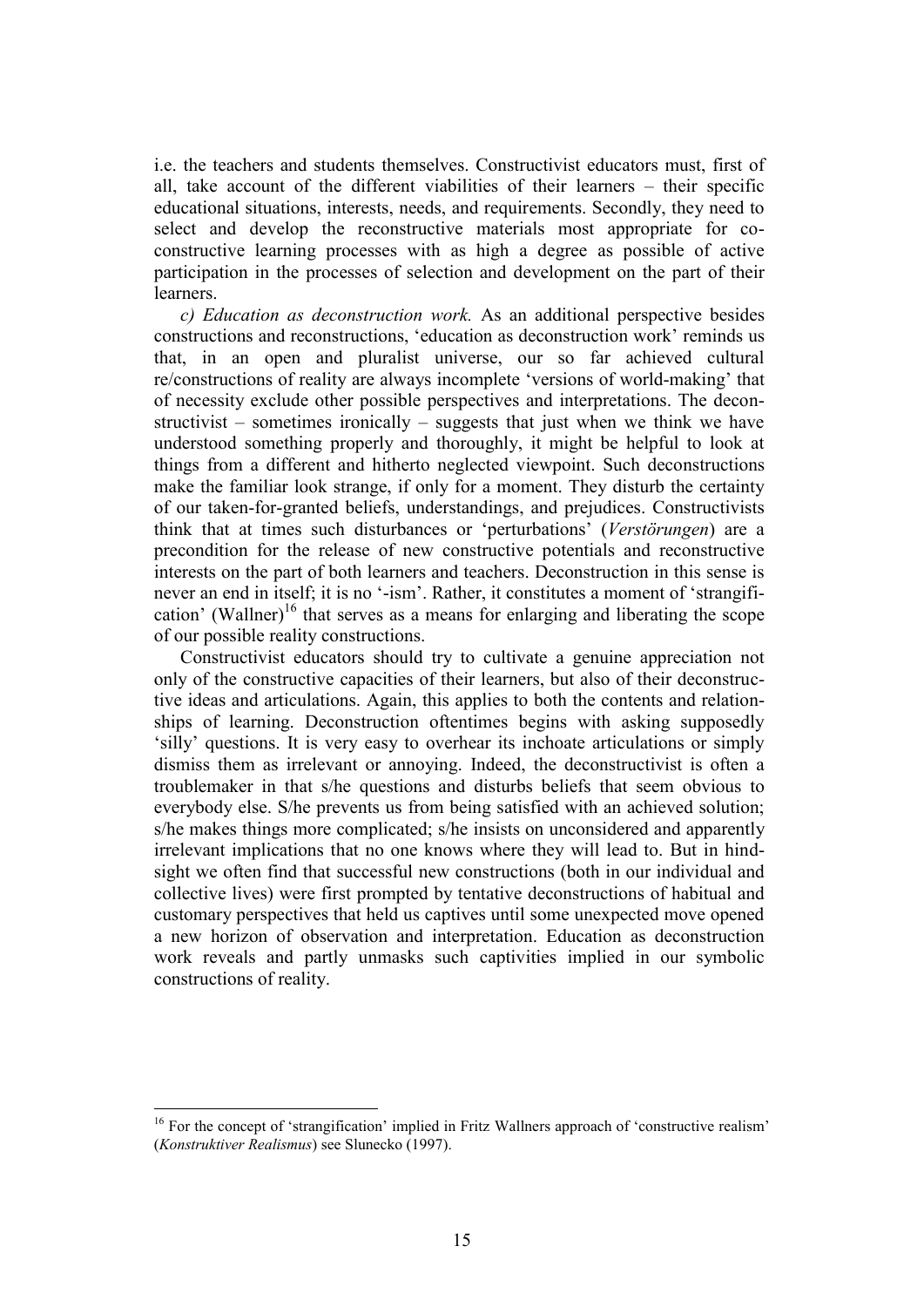i.e. the teachers and students themselves. Constructivist educators must, first of all, take account of the different viabilities of their learners – their specific educational situations, interests, needs, and requirements. Secondly, they need to select and develop the reconstructive materials most appropriate for co-constructive learning processes with as high a degree as possible of active participation in the processes of selection and development on the part of their learners.

*c) Education as deconstruction work.* As an additional perspective besides constructions and reconstructions, 'education as deconstruction work' reminds us that, in an open and pluralist universe, our so far achieved cultural re/constructions of reality are always incomplete 'versions of world-making' that of necessity exclude other possible perspectives and interpretations. The deconstructivist – sometimes ironically – suggests that just when we think we have understood something properly and thoroughly, it might be helpful to look at things from a different and hitherto neglected viewpoint. Such deconstructions make the familiar look strange, if only for a moment. They disturb the certainty of our taken-for-granted beliefs, understandings, and prejudices. Constructivists think that at times such disturbances or 'perturbations' (*Verstörungen*) are a precondition for the release of new constructive potentials and reconstructive interests on the part of both learners and teachers. Deconstruction in this sense is never an end in itself; it is no '-ism'. Rather, it constitutes a moment of 'strangification' (Wallner)[16] that serves as a means for enlarging and liberating the scope of our possible reality constructions.

Constructivist educators should try to cultivate a genuine appreciation not only of the constructive capacities of their learners, but also of their deconstructive ideas and articulations. Again, this applies to both the contents and relationships of learning. Deconstruction oftentimes begins with asking supposedly 'silly' questions. It is very easy to overhear its inchoate articulations or simply dismiss them as irrelevant or annoying. Indeed, the deconstructivist is often a troublemaker in that s/he questions and disturbs beliefs that seem obvious to everybody else. S/he prevents us from being satisfied with an achieved solution; s/he makes things more complicated; s/he insists on unconsidered and apparently irrelevant implications that no one knows where they will lead to. But in hindsight we often find that successful new constructions (both in our individual and collective lives) were first prompted by tentative deconstructions of habitual and customary perspectives that held us captives until some unexpected move opened a new horizon of observation and interpretation. Education as deconstruction work reveals and partly unmasks such captivities implied in our symbolic constructions of reality.

---

[16] For the concept of 'strangification' implied in Fritz Wallners approach of 'constructive realism' (*Konstruktiver Realismus*) see Slunecko (1997).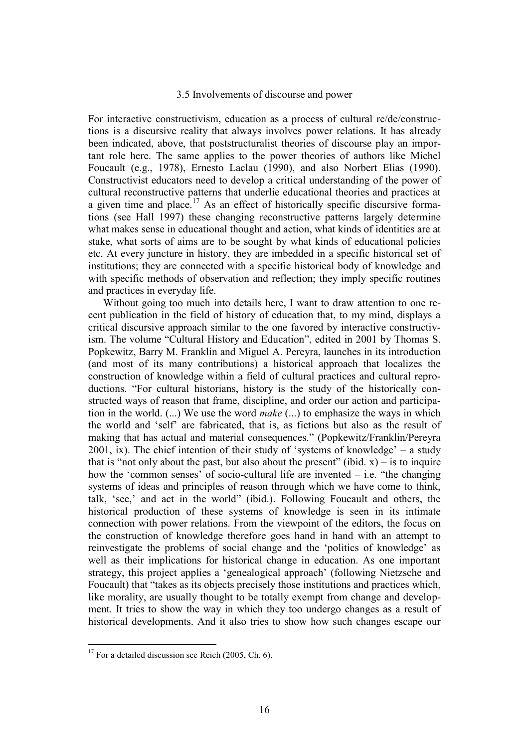### 3.5 Involvements of discourse and power

For interactive constructivism, education as a process of cultural re/de/constructions is a discursive reality that always involves power relations. It has already been indicated, above, that poststructuralist theories of discourse play an important role here. The same applies to the power theories of authors like Michel Foucault (e.g., 1978), Ernesto Laclau (1990), and also Norbert Elias (1990). Constructivist educators need to develop a critical understanding of the power of cultural reconstructive patterns that underlie educational theories and practices at a given time and place.[17] As an effect of historically specific discursive formations (see Hall 1997) these changing reconstructive patterns largely determine what makes sense in educational thought and action, what kinds of identities are at stake, what sorts of aims are to be sought by what kinds of educational policies etc. At every juncture in history, they are imbedded in a specific historical set of institutions; they are connected with a specific historical body of knowledge and with specific methods of observation and reflection; they imply specific routines and practices in everyday life.

Without going too much into details here, I want to draw attention to one recent publication in the field of history of education that, to my mind, displays a critical discursive approach similar to the one favored by interactive constructivism. The volume "Cultural History and Education", edited in 2001 by Thomas S. Popkewitz, Barry M. Franklin and Miguel A. Pereyra, launches in its introduction (and most of its many contributions) a historical approach that localizes the construction of knowledge within a field of cultural practices and cultural reproductions. "For cultural historians, history is the study of the historically constructed ways of reason that frame, discipline, and order our action and participation in the world. (...) We use the word *make* (...) to emphasize the ways in which the world and 'self' are fabricated, that is, as fictions but also as the result of making that has actual and material consequences." (Popkewitz/Franklin/Pereyra 2001, ix). The chief intention of their study of 'systems of knowledge' – a study that is "not only about the past, but also about the present" (ibid. x) – is to inquire how the 'common senses' of socio-cultural life are invented – i.e. "the changing systems of ideas and principles of reason through which we have come to think, talk, 'see,' and act in the world" (ibid.). Following Foucault and others, the historical production of these systems of knowledge is seen in its intimate connection with power relations. From the viewpoint of the editors, the focus on the construction of knowledge therefore goes hand in hand with an attempt to reinvestigate the problems of social change and the 'politics of knowledge' as well as their implications for historical change in education. As one important strategy, this project applies a 'genealogical approach' (following Nietzsche and Foucault) that "takes as its objects precisely those institutions and practices which, like morality, are usually thought to be totally exempt from change and development. It tries to show the way in which they too undergo changes as a result of historical developments. And it also tries to show how such changes escape our

---

[17] For a detailed discussion see Reich (2005, Ch. 6).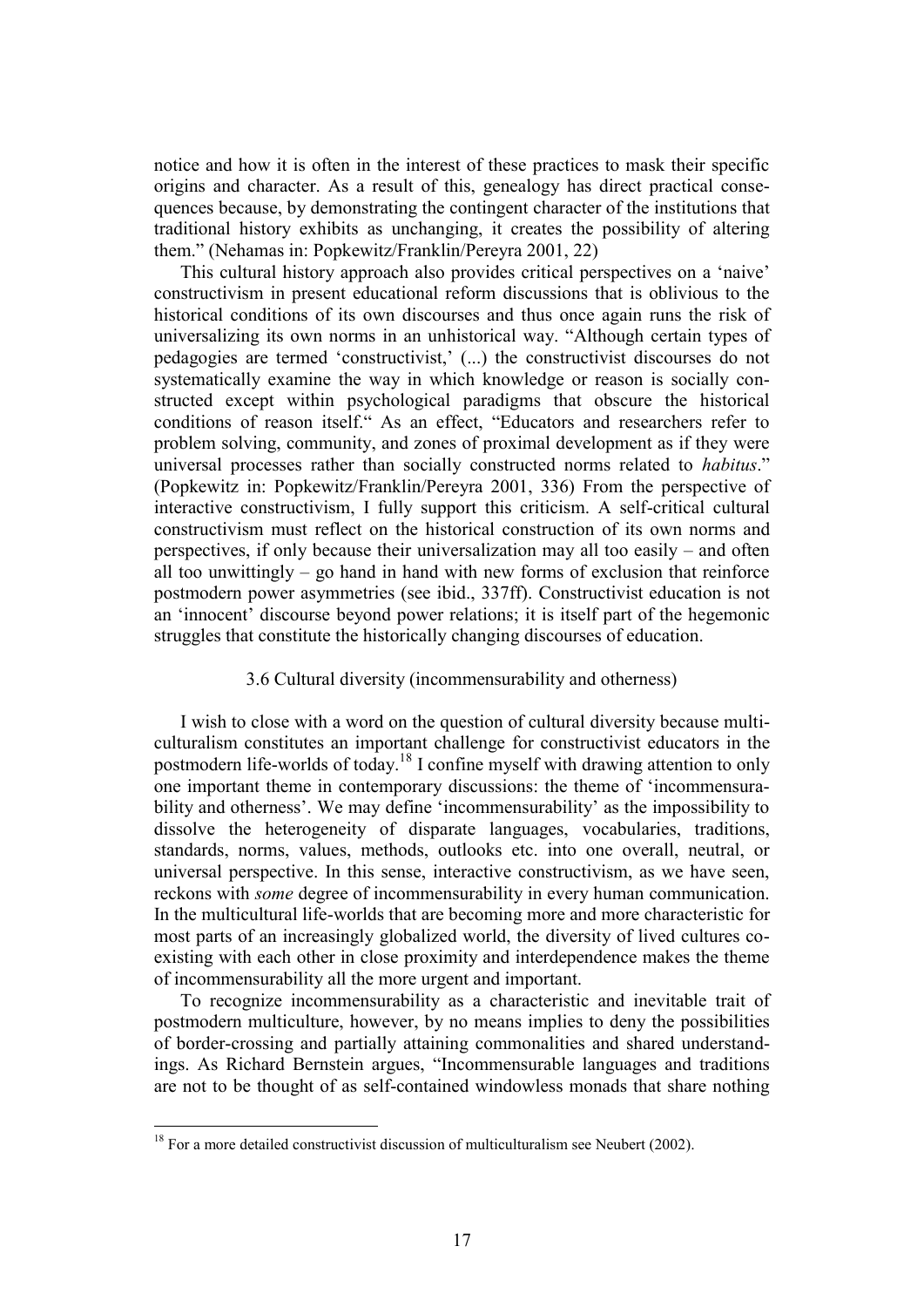notice and how it is often in the interest of these practices to mask their specific origins and character. As a result of this, genealogy has direct practical consequences because, by demonstrating the contingent character of the institutions that traditional history exhibits as unchanging, it creates the possibility of altering them." (Nehamas in: Popkewitz/Franklin/Pereyra 2001, 22)

This cultural history approach also provides critical perspectives on a 'naive' constructivism in present educational reform discussions that is oblivious to the historical conditions of its own discourses and thus once again runs the risk of universalizing its own norms in an unhistorical way. "Although certain types of pedagogies are termed 'constructivist,' (...) the constructivist discourses do not systematically examine the way in which knowledge or reason is socially constructed except within psychological paradigms that obscure the historical conditions of reason itself." As an effect, "Educators and researchers refer to problem solving, community, and zones of proximal development as if they were universal processes rather than socially constructed norms related to *habitus*." (Popkewitz in: Popkewitz/Franklin/Pereyra 2001, 336) From the perspective of interactive constructivism, I fully support this criticism. A self-critical cultural constructivism must reflect on the historical construction of its own norms and perspectives, if only because their universalization may all too easily – and often all too unwittingly – go hand in hand with new forms of exclusion that reinforce postmodern power asymmetries (see ibid., 337ff). Constructivist education is not an 'innocent' discourse beyond power relations; it is itself part of the hegemonic struggles that constitute the historically changing discourses of education.

### 3.6 Cultural diversity (incommensurability and otherness)

I wish to close with a word on the question of cultural diversity because multiculturalism constitutes an important challenge for constructivist educators in the postmodern life-worlds of today.[18] I confine myself with drawing attention to only one important theme in contemporary discussions: the theme of 'incommensurability and otherness'. We may define 'incommensurability' as the impossibility to dissolve the heterogeneity of disparate languages, vocabularies, traditions, standards, norms, values, methods, outlooks etc. into one overall, neutral, or universal perspective. In this sense, interactive constructivism, as we have seen, reckons with *some* degree of incommensurability in every human communication. In the multicultural life-worlds that are becoming more and more characteristic for most parts of an increasingly globalized world, the diversity of lived cultures coexisting with each other in close proximity and interdependence makes the theme of incommensurability all the more urgent and important.

To recognize incommensurability as a characteristic and inevitable trait of postmodern multiculture, however, by no means implies to deny the possibilities of border-crossing and partially attaining commonalities and shared understandings. As Richard Bernstein argues, "Incommensurable languages and traditions are not to be thought of as self-contained windowless monads that share nothing

[18] For a more detailed constructivist discussion of multiculturalism see Neubert (2002).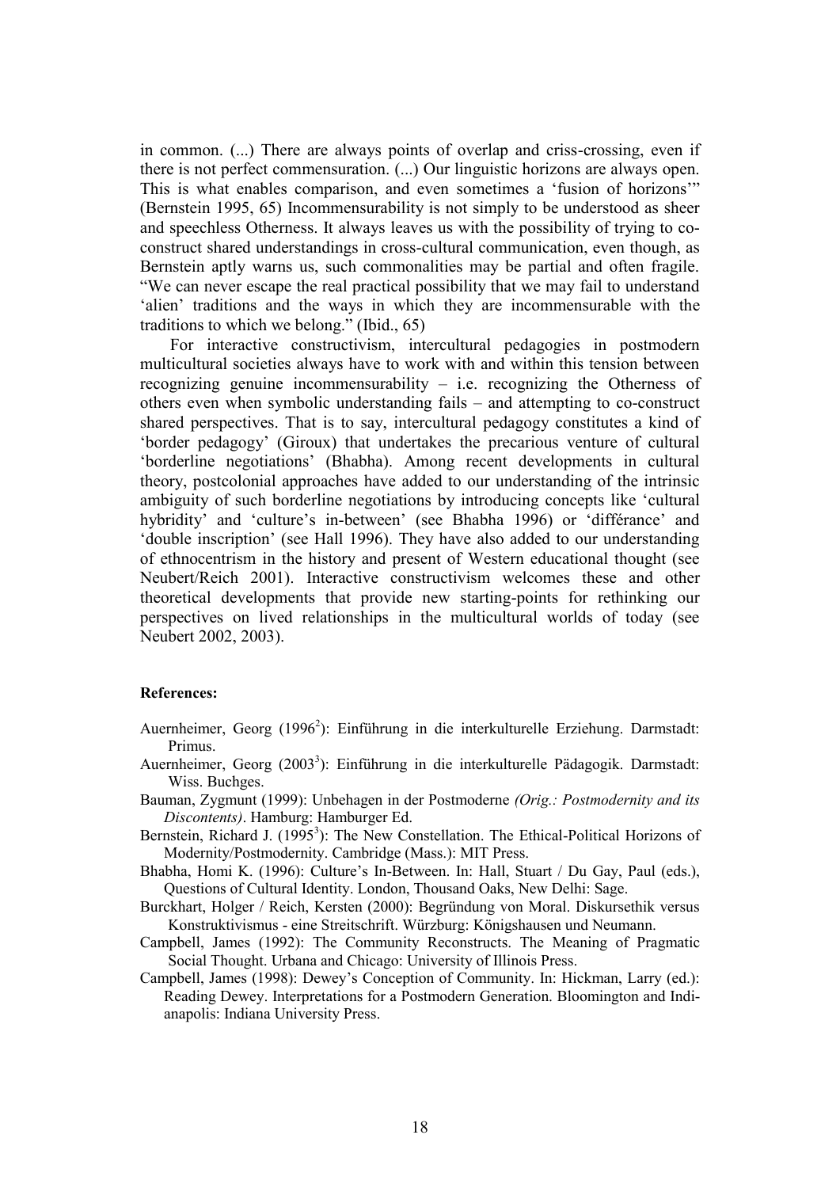in common. (...) There are always points of overlap and criss-crossing, even if there is not perfect commensuration. (...) Our linguistic horizons are always open. This is what enables comparison, and even sometimes a 'fusion of horizons'" (Bernstein 1995, 65) Incommensurability is not simply to be understood as sheer and speechless Otherness. It always leaves us with the possibility of trying to co-construct shared understandings in cross-cultural communication, even though, as Bernstein aptly warns us, such commonalities may be partial and often fragile. "We can never escape the real practical possibility that we may fail to understand 'alien' traditions and the ways in which they are incommensurable with the traditions to which we belong." (Ibid., 65)

For interactive constructivism, intercultural pedagogies in postmodern multicultural societies always have to work with and within this tension between recognizing genuine incommensurability – i.e. recognizing the Otherness of others even when symbolic understanding fails – and attempting to co-construct shared perspectives. That is to say, intercultural pedagogy constitutes a kind of 'border pedagogy' (Giroux) that undertakes the precarious venture of cultural 'borderline negotiations' (Bhabha). Among recent developments in cultural theory, postcolonial approaches have added to our understanding of the intrinsic ambiguity of such borderline negotiations by introducing concepts like 'cultural hybridity' and 'culture's in-between' (see Bhabha 1996) or 'différance' and 'double inscription' (see Hall 1996). They have also added to our understanding of ethnocentrism in the history and present of Western educational thought (see Neubert/Reich 2001). Interactive constructivism welcomes these and other theoretical developments that provide new starting-points for rethinking our perspectives on lived relationships in the multicultural worlds of today (see Neubert 2002, 2003).

**References:**

Auernheimer, Georg (1996[2]): Einführung in die interkulturelle Erziehung. Darmstadt: Primus.

Auernheimer, Georg (2003[3]): Einführung in die interkulturelle Pädagogik. Darmstadt: Wiss. Buchges.

Bauman, Zygmunt (1999): Unbehagen in der Postmoderne *(Orig.: Postmodernity and its Discontents)*. Hamburg: Hamburger Ed.

Bernstein, Richard J. (1995[3]): The New Constellation. The Ethical-Political Horizons of Modernity/Postmodernity. Cambridge (Mass.): MIT Press.

Bhabha, Homi K. (1996): Culture's In-Between. In: Hall, Stuart / Du Gay, Paul (eds.), Questions of Cultural Identity. London, Thousand Oaks, New Delhi: Sage.

Burckhart, Holger / Reich, Kersten (2000): Begründung von Moral. Diskursethik versus Konstruktivismus - eine Streitschrift. Würzburg: Königshausen und Neumann.

Campbell, James (1992): The Community Reconstructs. The Meaning of Pragmatic Social Thought. Urbana and Chicago: University of Illinois Press.

Campbell, James (1998): Dewey's Conception of Community. In: Hickman, Larry (ed.): Reading Dewey. Interpretations for a Postmodern Generation. Bloomington and Indianapolis: Indiana University Press.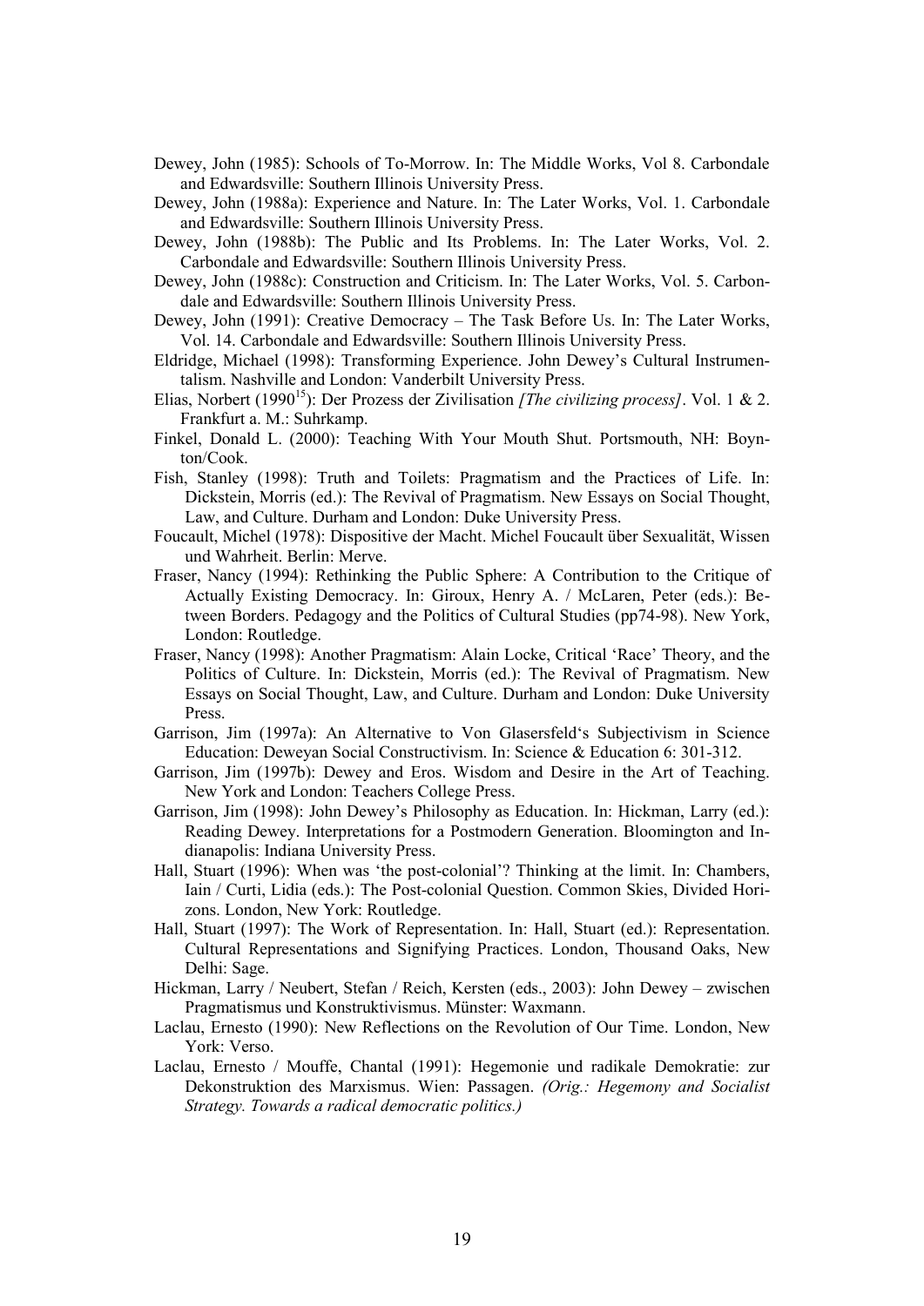Dewey, John (1985): Schools of To-Morrow. In: The Middle Works, Vol 8. Carbondale and Edwardsville: Southern Illinois University Press.

Dewey, John (1988a): Experience and Nature. In: The Later Works, Vol. 1. Carbondale and Edwardsville: Southern Illinois University Press.

Dewey, John (1988b): The Public and Its Problems. In: The Later Works, Vol. 2. Carbondale and Edwardsville: Southern Illinois University Press.

Dewey, John (1988c): Construction and Criticism. In: The Later Works, Vol. 5. Carbondale and Edwardsville: Southern Illinois University Press.

Dewey, John (1991): Creative Democracy – The Task Before Us. In: The Later Works, Vol. 14. Carbondale and Edwardsville: Southern Illinois University Press.

Eldridge, Michael (1998): Transforming Experience. John Dewey's Cultural Instrumentalism. Nashville and London: Vanderbilt University Press.

Elias, Norbert (1990[15]): Der Prozess der Zivilisation *[The civilizing process]*. Vol. 1 & 2. Frankfurt a. M.: Suhrkamp.

Finkel, Donald L. (2000): Teaching With Your Mouth Shut. Portsmouth, NH: Boynton/Cook.

Fish, Stanley (1998): Truth and Toilets: Pragmatism and the Practices of Life. In: Dickstein, Morris (ed.): The Revival of Pragmatism. New Essays on Social Thought, Law, and Culture. Durham and London: Duke University Press.

Foucault, Michel (1978): Dispositive der Macht. Michel Foucault über Sexualität, Wissen und Wahrheit. Berlin: Merve.

Fraser, Nancy (1994): Rethinking the Public Sphere: A Contribution to the Critique of Actually Existing Democracy. In: Giroux, Henry A. / McLaren, Peter (eds.): Between Borders. Pedagogy and the Politics of Cultural Studies (pp74-98). New York, London: Routledge.

Fraser, Nancy (1998): Another Pragmatism: Alain Locke, Critical 'Race' Theory, and the Politics of Culture. In: Dickstein, Morris (ed.): The Revival of Pragmatism. New Essays on Social Thought, Law, and Culture. Durham and London: Duke University Press.

Garrison, Jim (1997a): An Alternative to Von Glasersfeld's Subjectivism in Science Education: Deweyan Social Constructivism. In: Science & Education 6: 301-312.

Garrison, Jim (1997b): Dewey and Eros. Wisdom and Desire in the Art of Teaching. New York and London: Teachers College Press.

Garrison, Jim (1998): John Dewey's Philosophy as Education. In: Hickman, Larry (ed.): Reading Dewey. Interpretations for a Postmodern Generation. Bloomington and Indianapolis: Indiana University Press.

Hall, Stuart (1996): When was 'the post-colonial'? Thinking at the limit. In: Chambers, Iain / Curti, Lidia (eds.): The Post-colonial Question. Common Skies, Divided Horizons. London, New York: Routledge.

Hall, Stuart (1997): The Work of Representation. In: Hall, Stuart (ed.): Representation. Cultural Representations and Signifying Practices. London, Thousand Oaks, New Delhi: Sage.

Hickman, Larry / Neubert, Stefan / Reich, Kersten (eds., 2003): John Dewey – zwischen Pragmatismus und Konstruktivismus. Münster: Waxmann.

Laclau, Ernesto (1990): New Reflections on the Revolution of Our Time. London, New York: Verso.

Laclau, Ernesto / Mouffe, Chantal (1991): Hegemonie und radikale Demokratie: zur Dekonstruktion des Marxismus. Wien: Passagen. *(Orig.: Hegemony and Socialist Strategy. Towards a radical democratic politics.)*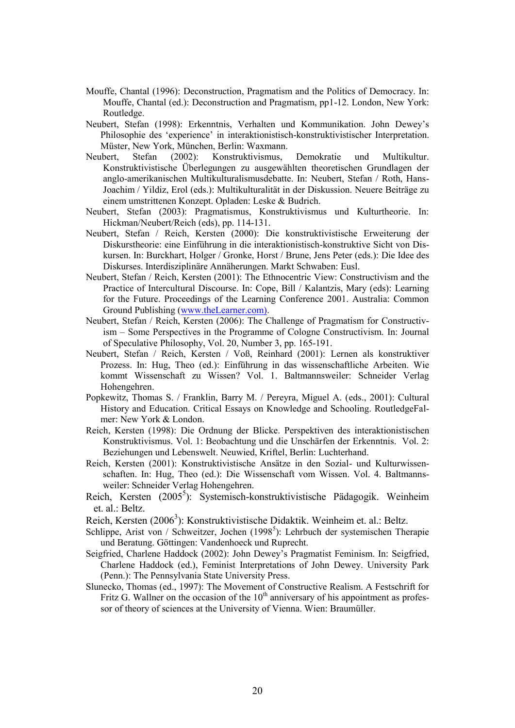Mouffe, Chantal (1996): Deconstruction, Pragmatism and the Politics of Democracy. In: Mouffe, Chantal (ed.): Deconstruction and Pragmatism, pp1-12. London, New York: Routledge.

Neubert, Stefan (1998): Erkenntnis, Verhalten und Kommunikation. John Dewey's Philosophie des 'experience' in interaktionistisch-konstruktivistischer Interpretation. Müster, New York, München, Berlin: Waxmann.

Neubert, Stefan (2002): Konstruktivismus, Demokratie und Multikultur. Konstruktivistische Überlegungen zu ausgewählten theoretischen Grundlagen der anglo-amerikanischen Multikulturalismusdebatte. In: Neubert, Stefan / Roth, Hans-Joachim / Yildiz, Erol (eds.): Multikulturalität in der Diskussion. Neuere Beiträge zu einem umstrittenen Konzept. Opladen: Leske & Budrich.

Neubert, Stefan (2003): Pragmatismus, Konstruktivismus und Kulturtheorie. In: Hickman/Neubert/Reich (eds), pp. 114-131.

Neubert, Stefan / Reich, Kersten (2000): Die konstruktivistische Erweiterung der Diskurstheorie: eine Einführung in die interaktionistisch-konstruktive Sicht von Diskursen. In: Burckhart, Holger / Gronke, Horst / Brune, Jens Peter (eds.): Die Idee des Diskurses. Interdisziplinäre Annäherungen. Markt Schwaben: Eusl.

Neubert, Stefan / Reich, Kersten (2001): The Ethnocentric View: Constructivism and the Practice of Intercultural Discourse. In: Cope, Bill / Kalantzis, Mary (eds): Learning for the Future. Proceedings of the Learning Conference 2001. Australia: Common Ground Publishing (www.theLearner.com).

Neubert, Stefan / Reich, Kersten (2006): The Challenge of Pragmatism for Constructivism – Some Perspectives in the Programme of Cologne Constructivism. In: Journal of Speculative Philosophy, Vol. 20, Number 3, pp. 165-191.

Neubert, Stefan / Reich, Kersten / Voß, Reinhard (2001): Lernen als konstruktiver Prozess. In: Hug, Theo (ed.): Einführung in das wissenschaftliche Arbeiten. Wie kommt Wissenschaft zu Wissen? Vol. 1. Baltmannsweiler: Schneider Verlag Hohengehren.

Popkewitz, Thomas S. / Franklin, Barry M. / Pereyra, Miguel A. (eds., 2001): Cultural History and Education. Critical Essays on Knowledge and Schooling. RoutledgeFalmer: New York & London.

Reich, Kersten (1998): Die Ordnung der Blicke. Perspektiven des interaktionistischen Konstruktivismus. Vol. 1: Beobachtung und die Unschärfen der Erkenntnis. Vol. 2: Beziehungen und Lebenswelt. Neuwied, Kriftel, Berlin: Luchterhand.

Reich, Kersten (2001): Konstruktivistische Ansätze in den Sozial- und Kulturwissenschaften. In: Hug, Theo (ed.): Die Wissenschaft vom Wissen. Vol. 4. Baltmannsweiler: Schneider Verlag Hohengehren.

Reich, Kersten (2005[5]): Systemisch-konstruktivistische Pädagogik. Weinheim et. al.: Beltz.

Reich, Kersten (2006[3]): Konstruktivistische Didaktik. Weinheim et. al.: Beltz.

Schlippe, Arist von / Schweitzer, Jochen (1998[5]): Lehrbuch der systemischen Therapie und Beratung. Göttingen: Vandenhoeck und Ruprecht.

Seigfried, Charlene Haddock (2002): John Dewey's Pragmatist Feminism. In: Seigfried, Charlene Haddock (ed.), Feminist Interpretations of John Dewey. University Park (Penn.): The Pennsylvania State University Press.

Slunecko, Thomas (ed., 1997): The Movement of Constructive Realism. A Festschrift for Fritz G. Wallner on the occasion of the 10th anniversary of his appointment as professor of theory of sciences at the University of Vienna. Wien: Braumüller.